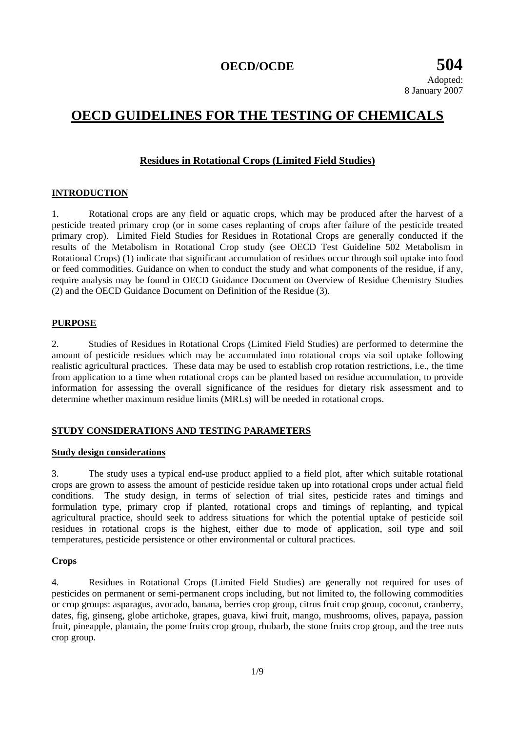**OECD/OCDE** **504**

Adopted:
8 January 2007

# OECD GUIDELINES FOR THE TESTING OF CHEMICALS

## Residues in Rotational Crops (Limited Field Studies)

### INTRODUCTION

1. Rotational crops are any field or aquatic crops, which may be produced after the harvest of a pesticide treated primary crop (or in some cases replanting of crops after failure of the pesticide treated primary crop). Limited Field Studies for Residues in Rotational Crops are generally conducted if the results of the Metabolism in Rotational Crop study (see OECD Test Guideline 502 Metabolism in Rotational Crops) (1) indicate that significant accumulation of residues occur through soil uptake into food or feed commodities. Guidance on when to conduct the study and what components of the residue, if any, require analysis may be found in OECD Guidance Document on Overview of Residue Chemistry Studies (2) and the OECD Guidance Document on Definition of the Residue (3).

### PURPOSE

2. Studies of Residues in Rotational Crops (Limited Field Studies) are performed to determine the amount of pesticide residues which may be accumulated into rotational crops via soil uptake following realistic agricultural practices. These data may be used to establish crop rotation restrictions, i.e., the time from application to a time when rotational crops can be planted based on residue accumulation, to provide information for assessing the overall significance of the residues for dietary risk assessment and to determine whether maximum residue limits (MRLs) will be needed in rotational crops.

### STUDY CONSIDERATIONS AND TESTING PARAMETERS

#### Study design considerations

3. The study uses a typical end-use product applied to a field plot, after which suitable rotational crops are grown to assess the amount of pesticide residue taken up into rotational crops under actual field conditions. The study design, in terms of selection of trial sites, pesticide rates and timings and formulation type, primary crop if planted, rotational crops and timings of replanting, and typical agricultural practice, should seek to address situations for which the potential uptake of pesticide soil residues in rotational crops is the highest, either due to mode of application, soil type and soil temperatures, pesticide persistence or other environmental or cultural practices.

#### Crops

4. Residues in Rotational Crops (Limited Field Studies) are generally not required for uses of pesticides on permanent or semi-permanent crops including, but not limited to, the following commodities or crop groups: asparagus, avocado, banana, berries crop group, citrus fruit crop group, coconut, cranberry, dates, fig, ginseng, globe artichoke, grapes, guava, kiwi fruit, mango, mushrooms, olives, papaya, passion fruit, pineapple, plantain, the pome fruits crop group, rhubarb, the stone fruits crop group, and the tree nuts crop group.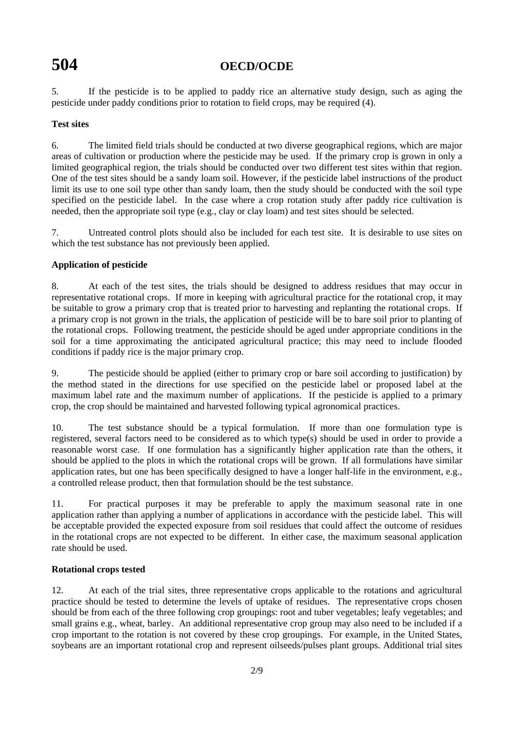5. If the pesticide is to be applied to paddy rice an alternative study design, such as aging the pesticide under paddy conditions prior to rotation to field crops, may be required (4).

### Test sites

6. The limited field trials should be conducted at two diverse geographical regions, which are major areas of cultivation or production where the pesticide may be used. If the primary crop is grown in only a limited geographical region, the trials should be conducted over two different test sites within that region. One of the test sites should be a sandy loam soil. However, if the pesticide label instructions of the product limit its use to one soil type other than sandy loam, then the study should be conducted with the soil type specified on the pesticide label. In the case where a crop rotation study after paddy rice cultivation is needed, then the appropriate soil type (e.g., clay or clay loam) and test sites should be selected.

7. Untreated control plots should also be included for each test site. It is desirable to use sites on which the test substance has not previously been applied.

### Application of pesticide

8. At each of the test sites, the trials should be designed to address residues that may occur in representative rotational crops. If more in keeping with agricultural practice for the rotational crop, it may be suitable to grow a primary crop that is treated prior to harvesting and replanting the rotational crops. If a primary crop is not grown in the trials, the application of pesticide will be to bare soil prior to planting of the rotational crops. Following treatment, the pesticide should be aged under appropriate conditions in the soil for a time approximating the anticipated agricultural practice; this may need to include flooded conditions if paddy rice is the major primary crop.

9. The pesticide should be applied (either to primary crop or bare soil according to justification) by the method stated in the directions for use specified on the pesticide label or proposed label at the maximum label rate and the maximum number of applications. If the pesticide is applied to a primary crop, the crop should be maintained and harvested following typical agronomical practices.

10. The test substance should be a typical formulation. If more than one formulation type is registered, several factors need to be considered as to which type(s) should be used in order to provide a reasonable worst case. If one formulation has a significantly higher application rate than the others, it should be applied to the plots in which the rotational crops will be grown. If all formulations have similar application rates, but one has been specifically designed to have a longer half-life in the environment, e.g., a controlled release product, then that formulation should be the test substance.

11. For practical purposes it may be preferable to apply the maximum seasonal rate in one application rather than applying a number of applications in accordance with the pesticide label. This will be acceptable provided the expected exposure from soil residues that could affect the outcome of residues in the rotational crops are not expected to be different. In either case, the maximum seasonal application rate should be used.

### Rotational crops tested

12. At each of the trial sites, three representative crops applicable to the rotations and agricultural practice should be tested to determine the levels of uptake of residues. The representative crops chosen should be from each of the three following crop groupings: root and tuber vegetables; leafy vegetables; and small grains e.g., wheat, barley. An additional representative crop group may also need to be included if a crop important to the rotation is not covered by these crop groupings. For example, in the United States, soybeans are an important rotational crop and represent oilseeds/pulses plant groups. Additional trial sites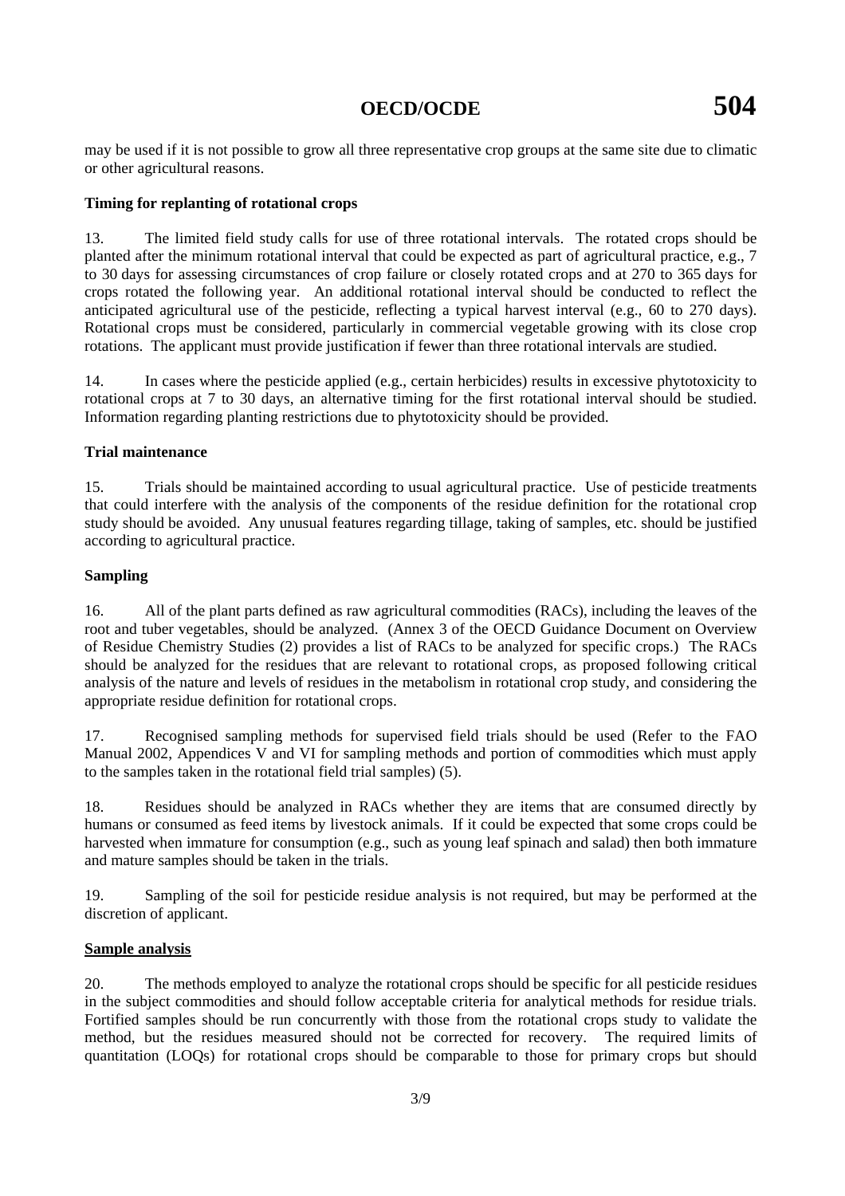may be used if it is not possible to grow all three representative crop groups at the same site due to climatic or other agricultural reasons.

**Timing for replanting of rotational crops**

13. The limited field study calls for use of three rotational intervals. The rotated crops should be planted after the minimum rotational interval that could be expected as part of agricultural practice, e.g., 7 to 30 days for assessing circumstances of crop failure or closely rotated crops and at 270 to 365 days for crops rotated the following year. An additional rotational interval should be conducted to reflect the anticipated agricultural use of the pesticide, reflecting a typical harvest interval (e.g., 60 to 270 days). Rotational crops must be considered, particularly in commercial vegetable growing with its close crop rotations. The applicant must provide justification if fewer than three rotational intervals are studied.

14. In cases where the pesticide applied (e.g., certain herbicides) results in excessive phytotoxicity to rotational crops at 7 to 30 days, an alternative timing for the first rotational interval should be studied. Information regarding planting restrictions due to phytotoxicity should be provided.

**Trial maintenance**

15. Trials should be maintained according to usual agricultural practice. Use of pesticide treatments that could interfere with the analysis of the components of the residue definition for the rotational crop study should be avoided. Any unusual features regarding tillage, taking of samples, etc. should be justified according to agricultural practice.

**Sampling**

16. All of the plant parts defined as raw agricultural commodities (RACs), including the leaves of the root and tuber vegetables, should be analyzed. (Annex 3 of the OECD Guidance Document on Overview of Residue Chemistry Studies (2) provides a list of RACs to be analyzed for specific crops.) The RACs should be analyzed for the residues that are relevant to rotational crops, as proposed following critical analysis of the nature and levels of residues in the metabolism in rotational crop study, and considering the appropriate residue definition for rotational crops.

17. Recognised sampling methods for supervised field trials should be used (Refer to the FAO Manual 2002, Appendices V and VI for sampling methods and portion of commodities which must apply to the samples taken in the rotational field trial samples) (5).

18. Residues should be analyzed in RACs whether they are items that are consumed directly by humans or consumed as feed items by livestock animals. If it could be expected that some crops could be harvested when immature for consumption (e.g., such as young leaf spinach and salad) then both immature and mature samples should be taken in the trials.

19. Sampling of the soil for pesticide residue analysis is not required, but may be performed at the discretion of applicant.

**Sample analysis**

20. The methods employed to analyze the rotational crops should be specific for all pesticide residues in the subject commodities and should follow acceptable criteria for analytical methods for residue trials. Fortified samples should be run concurrently with those from the rotational crops study to validate the method, but the residues measured should not be corrected for recovery. The required limits of quantitation (LOQs) for rotational crops should be comparable to those for primary crops but should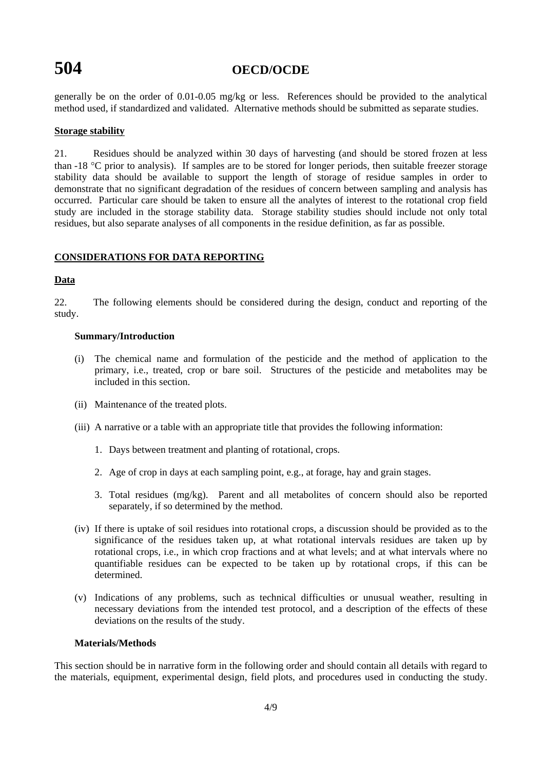generally be on the order of 0.01-0.05 mg/kg or less. References should be provided to the analytical method used, if standardized and validated. Alternative methods should be submitted as separate studies.

**Storage stability**

21. Residues should be analyzed within 30 days of harvesting (and should be stored frozen at less than -18 °C prior to analysis). If samples are to be stored for longer periods, then suitable freezer storage stability data should be available to support the length of storage of residue samples in order to demonstrate that no significant degradation of the residues of concern between sampling and analysis has occurred. Particular care should be taken to ensure all the analytes of interest to the rotational crop field study are included in the storage stability data. Storage stability studies should include not only total residues, but also separate analyses of all components in the residue definition, as far as possible.

## CONSIDERATIONS FOR DATA REPORTING

**Data**

22. The following elements should be considered during the design, conduct and reporting of the study.

**Summary/Introduction**

(i) The chemical name and formulation of the pesticide and the method of application to the primary, i.e., treated, crop or bare soil. Structures of the pesticide and metabolites may be included in this section.

(ii) Maintenance of the treated plots.

(iii) A narrative or a table with an appropriate title that provides the following information:

1. Days between treatment and planting of rotational, crops.
2. Age of crop in days at each sampling point, e.g., at forage, hay and grain stages.
3. Total residues (mg/kg). Parent and all metabolites of concern should also be reported separately, if so determined by the method.

(iv) If there is uptake of soil residues into rotational crops, a discussion should be provided as to the significance of the residues taken up, at what rotational intervals residues are taken up by rotational crops, i.e., in which crop fractions and at what levels; and at what intervals where no quantifiable residues can be expected to be taken up by rotational crops, if this can be determined.

(v) Indications of any problems, such as technical difficulties or unusual weather, resulting in necessary deviations from the intended test protocol, and a description of the effects of these deviations on the results of the study.

**Materials/Methods**

This section should be in narrative form in the following order and should contain all details with regard to the materials, equipment, experimental design, field plots, and procedures used in conducting the study.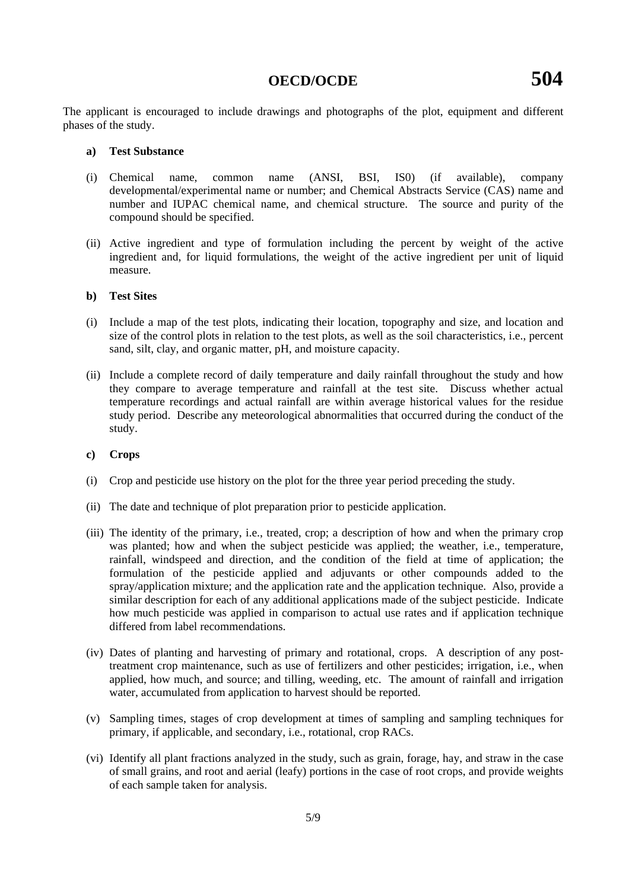The applicant is encouraged to include drawings and photographs of the plot, equipment and different phases of the study.

**a) Test Substance**

(i) Chemical name, common name (ANSI, BSI, IS0) (if available), company developmental/experimental name or number; and Chemical Abstracts Service (CAS) name and number and IUPAC chemical name, and chemical structure. The source and purity of the compound should be specified.

(ii) Active ingredient and type of formulation including the percent by weight of the active ingredient and, for liquid formulations, the weight of the active ingredient per unit of liquid measure.

**b) Test Sites**

(i) Include a map of the test plots, indicating their location, topography and size, and location and size of the control plots in relation to the test plots, as well as the soil characteristics, i.e., percent sand, silt, clay, and organic matter, pH, and moisture capacity.

(ii) Include a complete record of daily temperature and daily rainfall throughout the study and how they compare to average temperature and rainfall at the test site. Discuss whether actual temperature recordings and actual rainfall are within average historical values for the residue study period. Describe any meteorological abnormalities that occurred during the conduct of the study.

**c) Crops**

(i) Crop and pesticide use history on the plot for the three year period preceding the study.

(ii) The date and technique of plot preparation prior to pesticide application.

(iii) The identity of the primary, i.e., treated, crop; a description of how and when the primary crop was planted; how and when the subject pesticide was applied; the weather, i.e., temperature, rainfall, windspeed and direction, and the condition of the field at time of application; the formulation of the pesticide applied and adjuvants or other compounds added to the spray/application mixture; and the application rate and the application technique. Also, provide a similar description for each of any additional applications made of the subject pesticide. Indicate how much pesticide was applied in comparison to actual use rates and if application technique differed from label recommendations.

(iv) Dates of planting and harvesting of primary and rotational, crops. A description of any post-treatment crop maintenance, such as use of fertilizers and other pesticides; irrigation, i.e., when applied, how much, and source; and tilling, weeding, etc. The amount of rainfall and irrigation water, accumulated from application to harvest should be reported.

(v) Sampling times, stages of crop development at times of sampling and sampling techniques for primary, if applicable, and secondary, i.e., rotational, crop RACs.

(vi) Identify all plant fractions analyzed in the study, such as grain, forage, hay, and straw in the case of small grains, and root and aerial (leafy) portions in the case of root crops, and provide weights of each sample taken for analysis.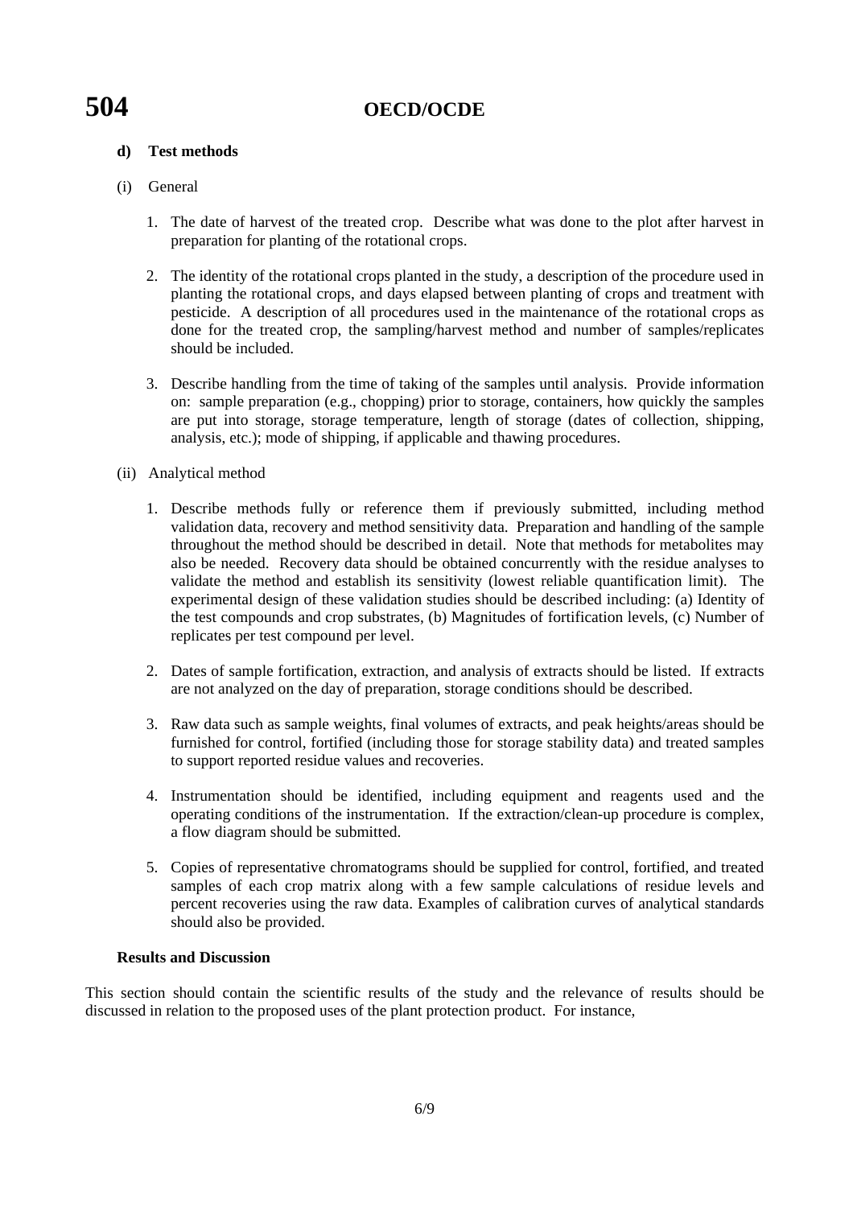**d) Test methods**

(i) General

1. The date of harvest of the treated crop. Describe what was done to the plot after harvest in preparation for planting of the rotational crops.

2. The identity of the rotational crops planted in the study, a description of the procedure used in planting the rotational crops, and days elapsed between planting of crops and treatment with pesticide. A description of all procedures used in the maintenance of the rotational crops as done for the treated crop, the sampling/harvest method and number of samples/replicates should be included.

3. Describe handling from the time of taking of the samples until analysis. Provide information on: sample preparation (e.g., chopping) prior to storage, containers, how quickly the samples are put into storage, storage temperature, length of storage (dates of collection, shipping, analysis, etc.); mode of shipping, if applicable and thawing procedures.

(ii) Analytical method

1. Describe methods fully or reference them if previously submitted, including method validation data, recovery and method sensitivity data. Preparation and handling of the sample throughout the method should be described in detail. Note that methods for metabolites may also be needed. Recovery data should be obtained concurrently with the residue analyses to validate the method and establish its sensitivity (lowest reliable quantification limit). The experimental design of these validation studies should be described including: (a) Identity of the test compounds and crop substrates, (b) Magnitudes of fortification levels, (c) Number of replicates per test compound per level.

2. Dates of sample fortification, extraction, and analysis of extracts should be listed. If extracts are not analyzed on the day of preparation, storage conditions should be described.

3. Raw data such as sample weights, final volumes of extracts, and peak heights/areas should be furnished for control, fortified (including those for storage stability data) and treated samples to support reported residue values and recoveries.

4. Instrumentation should be identified, including equipment and reagents used and the operating conditions of the instrumentation. If the extraction/clean-up procedure is complex, a flow diagram should be submitted.

5. Copies of representative chromatograms should be supplied for control, fortified, and treated samples of each crop matrix along with a few sample calculations of residue levels and percent recoveries using the raw data. Examples of calibration curves of analytical standards should also be provided.

**Results and Discussion**

This section should contain the scientific results of the study and the relevance of results should be discussed in relation to the proposed uses of the plant protection product. For instance,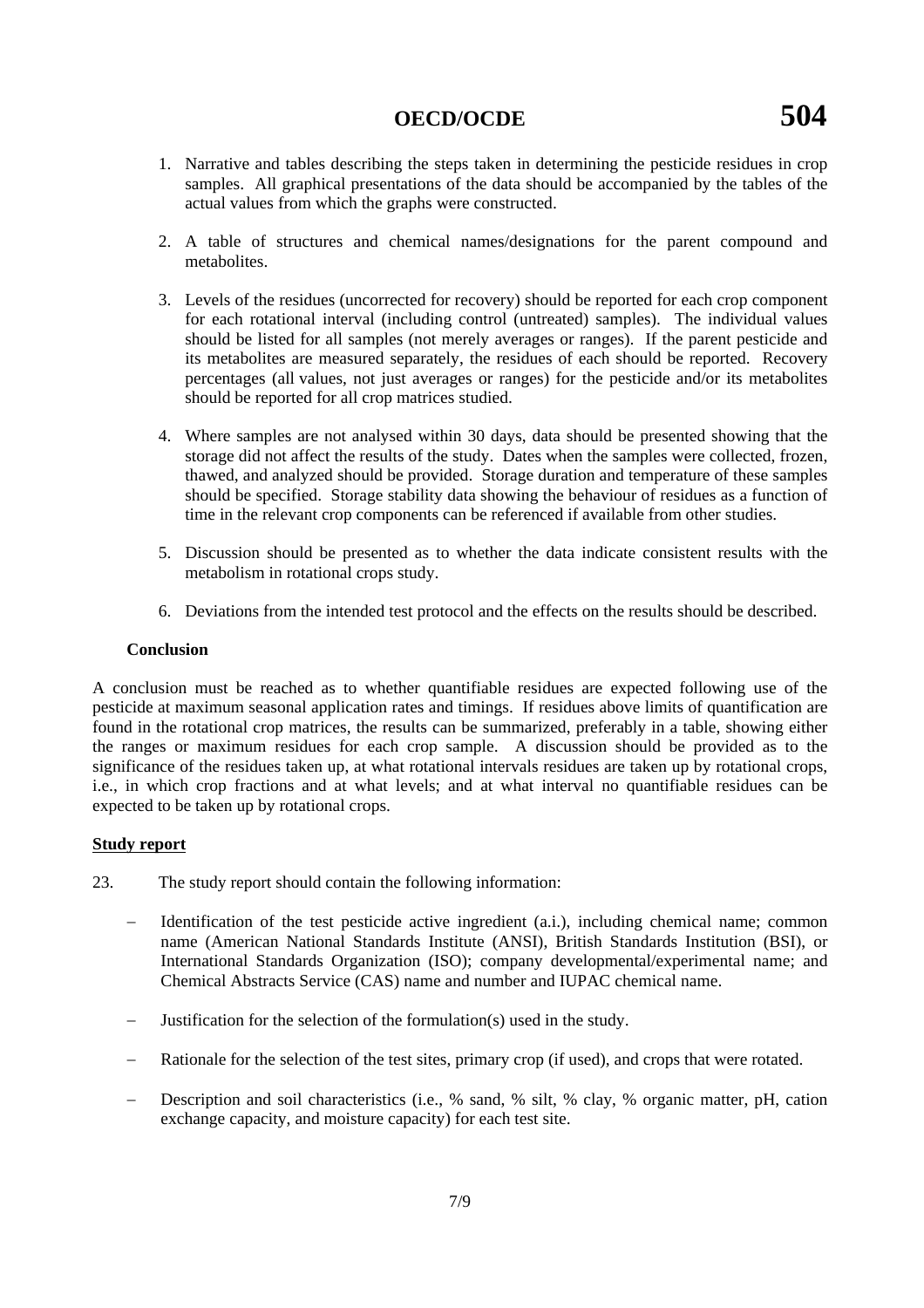1. Narrative and tables describing the steps taken in determining the pesticide residues in crop samples. All graphical presentations of the data should be accompanied by the tables of the actual values from which the graphs were constructed.

2. A table of structures and chemical names/designations for the parent compound and metabolites.

3. Levels of the residues (uncorrected for recovery) should be reported for each crop component for each rotational interval (including control (untreated) samples). The individual values should be listed for all samples (not merely averages or ranges). If the parent pesticide and its metabolites are measured separately, the residues of each should be reported. Recovery percentages (all values, not just averages or ranges) for the pesticide and/or its metabolites should be reported for all crop matrices studied.

4. Where samples are not analysed within 30 days, data should be presented showing that the storage did not affect the results of the study. Dates when the samples were collected, frozen, thawed, and analyzed should be provided. Storage duration and temperature of these samples should be specified. Storage stability data showing the behaviour of residues as a function of time in the relevant crop components can be referenced if available from other studies.

5. Discussion should be presented as to whether the data indicate consistent results with the metabolism in rotational crops study.

6. Deviations from the intended test protocol and the effects on the results should be described.

**Conclusion**

A conclusion must be reached as to whether quantifiable residues are expected following use of the pesticide at maximum seasonal application rates and timings. If residues above limits of quantification are found in the rotational crop matrices, the results can be summarized, preferably in a table, showing either the ranges or maximum residues for each crop sample. A discussion should be provided as to the significance of the residues taken up, at what rotational intervals residues are taken up by rotational crops, i.e., in which crop fractions and at what levels; and at what interval no quantifiable residues can be expected to be taken up by rotational crops.

## Study report

23. The study report should contain the following information:

- Identification of the test pesticide active ingredient (a.i.), including chemical name; common name (American National Standards Institute (ANSI), British Standards Institution (BSI), or International Standards Organization (ISO); company developmental/experimental name; and Chemical Abstracts Service (CAS) name and number and IUPAC chemical name.

- Justification for the selection of the formulation(s) used in the study.

- Rationale for the selection of the test sites, primary crop (if used), and crops that were rotated.

- Description and soil characteristics (i.e., % sand, % silt, % clay, % organic matter, pH, cation exchange capacity, and moisture capacity) for each test site.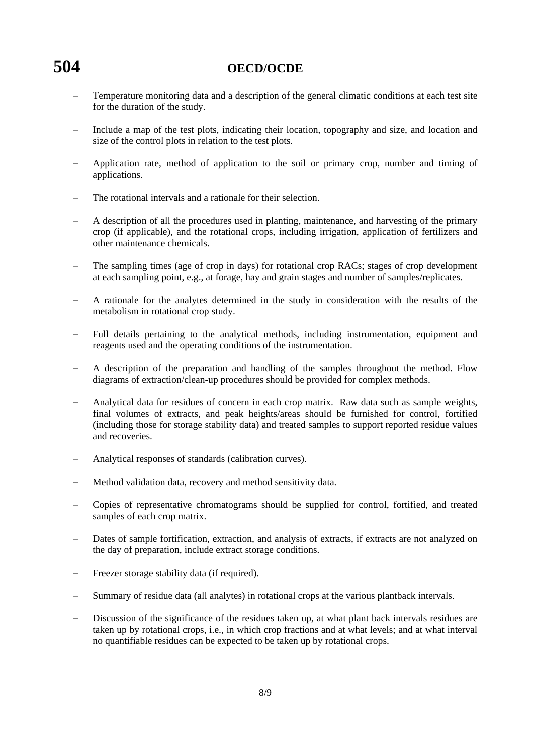- Temperature monitoring data and a description of the general climatic conditions at each test site for the duration of the study.
- Include a map of the test plots, indicating their location, topography and size, and location and size of the control plots in relation to the test plots.
- Application rate, method of application to the soil or primary crop, number and timing of applications.
- The rotational intervals and a rationale for their selection.
- A description of all the procedures used in planting, maintenance, and harvesting of the primary crop (if applicable), and the rotational crops, including irrigation, application of fertilizers and other maintenance chemicals.
- The sampling times (age of crop in days) for rotational crop RACs; stages of crop development at each sampling point, e.g., at forage, hay and grain stages and number of samples/replicates.
- A rationale for the analytes determined in the study in consideration with the results of the metabolism in rotational crop study.
- Full details pertaining to the analytical methods, including instrumentation, equipment and reagents used and the operating conditions of the instrumentation.
- A description of the preparation and handling of the samples throughout the method. Flow diagrams of extraction/clean-up procedures should be provided for complex methods.
- Analytical data for residues of concern in each crop matrix. Raw data such as sample weights, final volumes of extracts, and peak heights/areas should be furnished for control, fortified (including those for storage stability data) and treated samples to support reported residue values and recoveries.
- Analytical responses of standards (calibration curves).
- Method validation data, recovery and method sensitivity data.
- Copies of representative chromatograms should be supplied for control, fortified, and treated samples of each crop matrix.
- Dates of sample fortification, extraction, and analysis of extracts, if extracts are not analyzed on the day of preparation, include extract storage conditions.
- Freezer storage stability data (if required).
- Summary of residue data (all analytes) in rotational crops at the various plantback intervals.
- Discussion of the significance of the residues taken up, at what plant back intervals residues are taken up by rotational crops, i.e., in which crop fractions and at what levels; and at what interval no quantifiable residues can be expected to be taken up by rotational crops.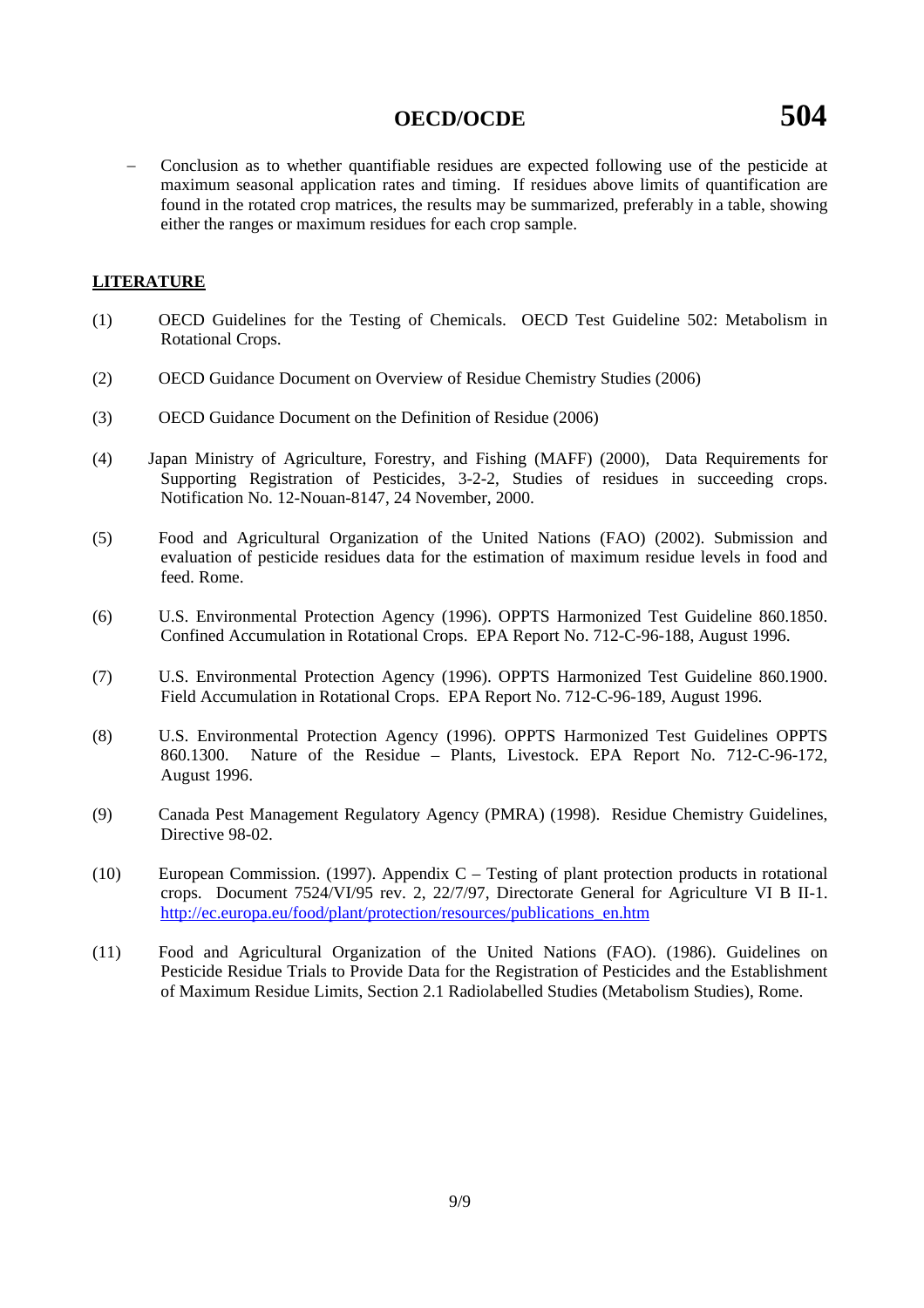- Conclusion as to whether quantifiable residues are expected following use of the pesticide at maximum seasonal application rates and timing. If residues above limits of quantification are found in the rotated crop matrices, the results may be summarized, preferably in a table, showing either the ranges or maximum residues for each crop sample.

## LITERATURE

(1) OECD Guidelines for the Testing of Chemicals. OECD Test Guideline 502: Metabolism in Rotational Crops.

(2) OECD Guidance Document on Overview of Residue Chemistry Studies (2006)

(3) OECD Guidance Document on the Definition of Residue (2006)

(4) Japan Ministry of Agriculture, Forestry, and Fishing (MAFF) (2000), Data Requirements for Supporting Registration of Pesticides, 3-2-2, Studies of residues in succeeding crops. Notification No. 12-Nouan-8147, 24 November, 2000.

(5) Food and Agricultural Organization of the United Nations (FAO) (2002). Submission and evaluation of pesticide residues data for the estimation of maximum residue levels in food and feed. Rome.

(6) U.S. Environmental Protection Agency (1996). OPPTS Harmonized Test Guideline 860.1850. Confined Accumulation in Rotational Crops. EPA Report No. 712-C-96-188, August 1996.

(7) U.S. Environmental Protection Agency (1996). OPPTS Harmonized Test Guideline 860.1900. Field Accumulation in Rotational Crops. EPA Report No. 712-C-96-189, August 1996.

(8) U.S. Environmental Protection Agency (1996). OPPTS Harmonized Test Guidelines OPPTS 860.1300. Nature of the Residue – Plants, Livestock. EPA Report No. 712-C-96-172, August 1996.

(9) Canada Pest Management Regulatory Agency (PMRA) (1998). Residue Chemistry Guidelines, Directive 98-02.

(10) European Commission. (1997). Appendix C – Testing of plant protection products in rotational crops. Document 7524/VI/95 rev. 2, 22/7/97, Directorate General for Agriculture VI B II-1. http://ec.europa.eu/food/plant/protection/resources/publications_en.htm

(11) Food and Agricultural Organization of the United Nations (FAO). (1986). Guidelines on Pesticide Residue Trials to Provide Data for the Registration of Pesticides and the Establishment of Maximum Residue Limits, Section 2.1 Radiolabelled Studies (Metabolism Studies), Rome.